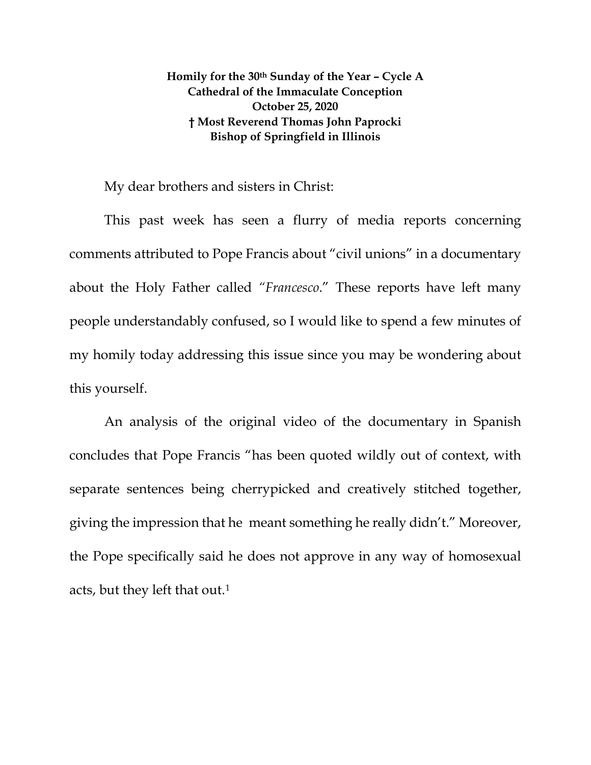**Homily for the 30th Sunday of the Year – Cycle A**
**Cathedral of the Immaculate Conception**
**October 25, 2020**
**† Most Reverend Thomas John Paprocki**
**Bishop of Springfield in Illinois**

My dear brothers and sisters in Christ:

This past week has seen a flurry of media reports concerning comments attributed to Pope Francis about "civil unions" in a documentary about the Holy Father called *"Francesco*." These reports have left many people understandably confused, so I would like to spend a few minutes of my homily today addressing this issue since you may be wondering about this yourself.

An analysis of the original video of the documentary in Spanish concludes that Pope Francis "has been quoted wildly out of context, with separate sentences being cherrypicked and creatively stitched together, giving the impression that he meant something he really didn't." Moreover, the Pope specifically said he does not approve in any way of homosexual acts, but they left that out.[1]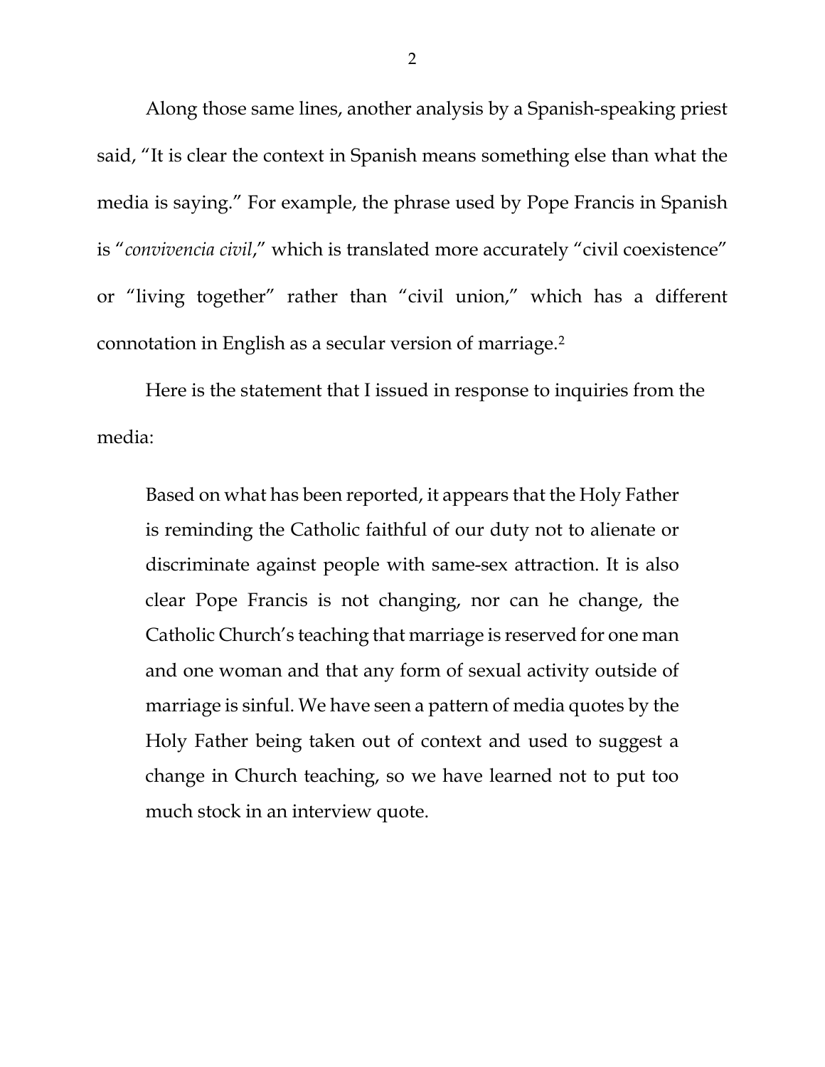Along those same lines, another analysis by a Spanish-speaking priest said, "It is clear the context in Spanish means something else than what the media is saying." For example, the phrase used by Pope Francis in Spanish is "*convivencia civil*," which is translated more accurately "civil coexistence" or "living together" rather than "civil union," which has a different connotation in English as a secular version of marriage.[2]

Here is the statement that I issued in response to inquiries from the media:

> Based on what has been reported, it appears that the Holy Father is reminding the Catholic faithful of our duty not to alienate or discriminate against people with same-sex attraction. It is also clear Pope Francis is not changing, nor can he change, the Catholic Church's teaching that marriage is reserved for one man and one woman and that any form of sexual activity outside of marriage is sinful. We have seen a pattern of media quotes by the Holy Father being taken out of context and used to suggest a change in Church teaching, so we have learned not to put too much stock in an interview quote.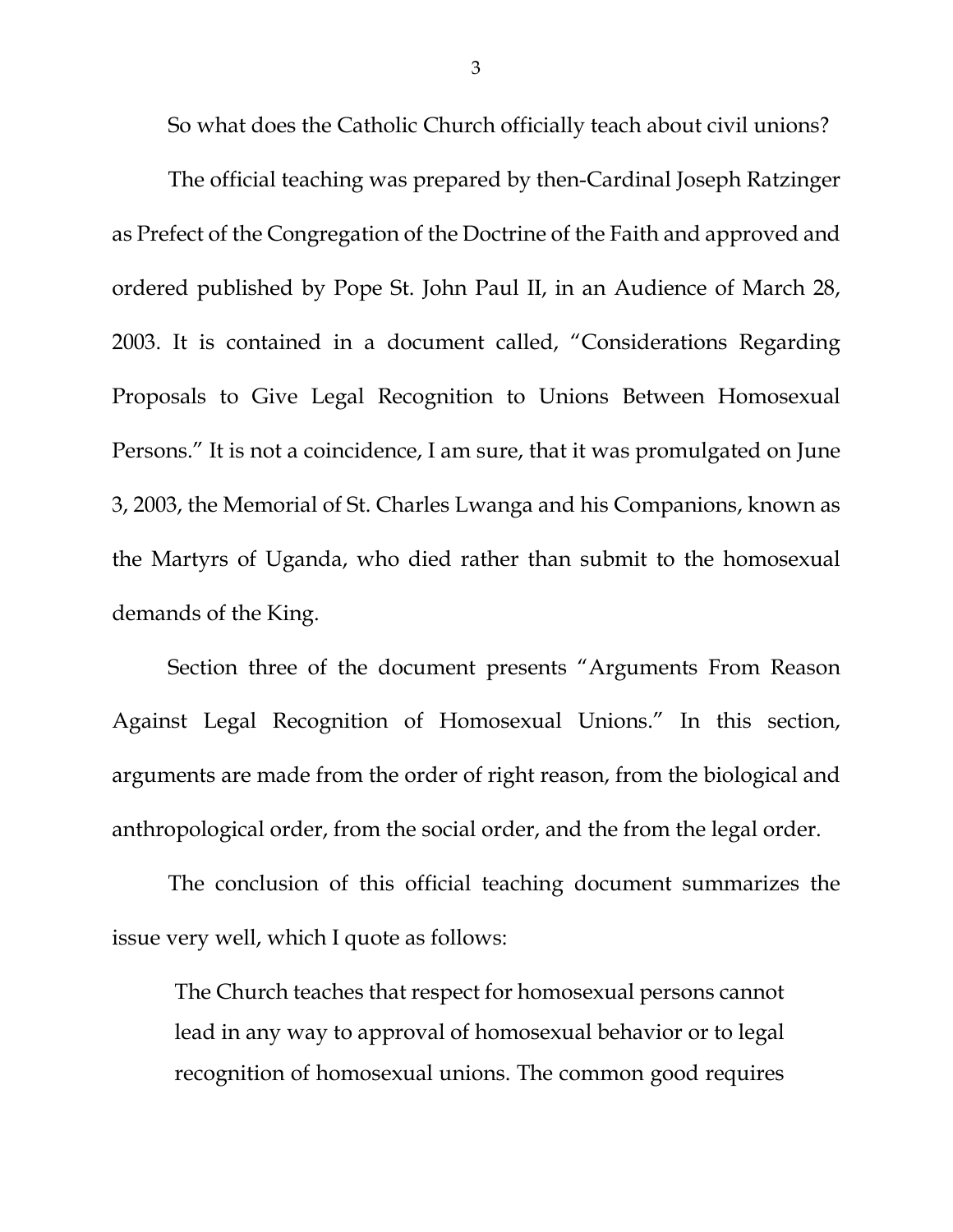So what does the Catholic Church officially teach about civil unions?

The official teaching was prepared by then-Cardinal Joseph Ratzinger as Prefect of the Congregation of the Doctrine of the Faith and approved and ordered published by Pope St. John Paul II, in an Audience of March 28, 2003. It is contained in a document called, "Considerations Regarding Proposals to Give Legal Recognition to Unions Between Homosexual Persons." It is not a coincidence, I am sure, that it was promulgated on June 3, 2003, the Memorial of St. Charles Lwanga and his Companions, known as the Martyrs of Uganda, who died rather than submit to the homosexual demands of the King.

Section three of the document presents "Arguments From Reason Against Legal Recognition of Homosexual Unions." In this section, arguments are made from the order of right reason, from the biological and anthropological order, from the social order, and the from the legal order.

The conclusion of this official teaching document summarizes the issue very well, which I quote as follows:

> The Church teaches that respect for homosexual persons cannot lead in any way to approval of homosexual behavior or to legal recognition of homosexual unions. The common good requires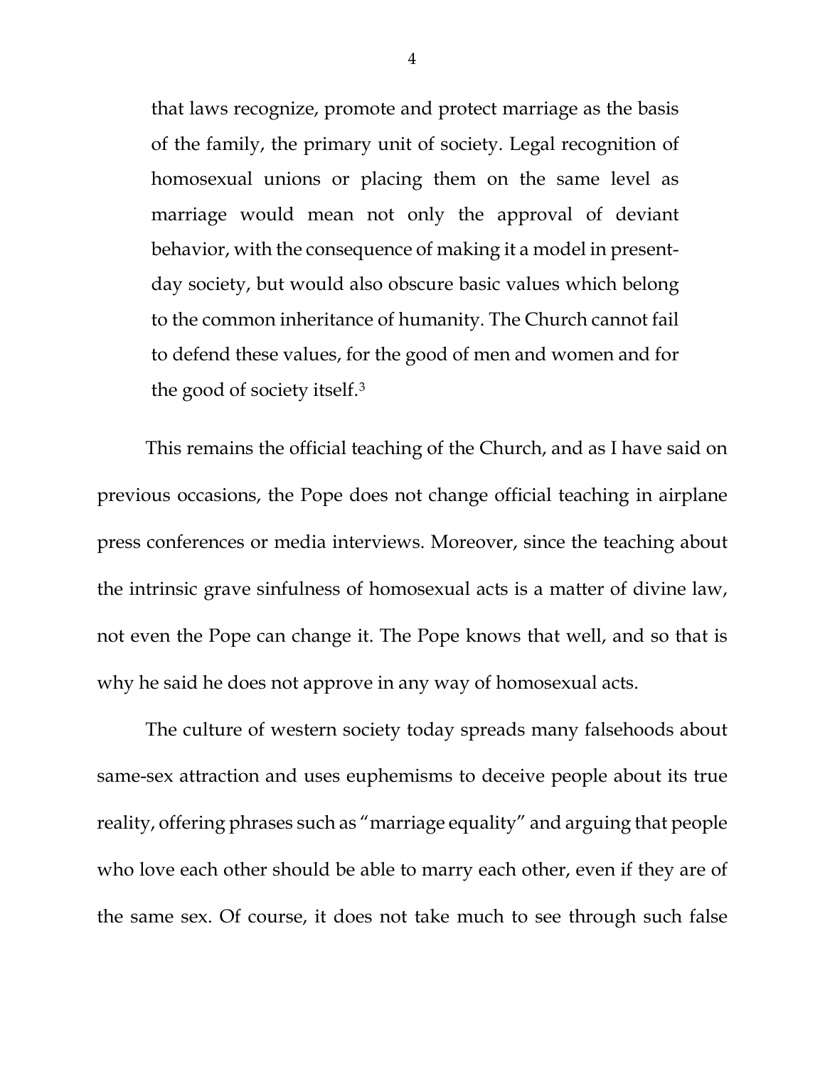> that laws recognize, promote and protect marriage as the basis of the family, the primary unit of society. Legal recognition of homosexual unions or placing them on the same level as marriage would mean not only the approval of deviant behavior, with the consequence of making it a model in present-day society, but would also obscure basic values which belong to the common inheritance of humanity. The Church cannot fail to defend these values, for the good of men and women and for the good of society itself.[3]

This remains the official teaching of the Church, and as I have said on previous occasions, the Pope does not change official teaching in airplane press conferences or media interviews. Moreover, since the teaching about the intrinsic grave sinfulness of homosexual acts is a matter of divine law, not even the Pope can change it. The Pope knows that well, and so that is why he said he does not approve in any way of homosexual acts.

The culture of western society today spreads many falsehoods about same-sex attraction and uses euphemisms to deceive people about its true reality, offering phrases such as "marriage equality" and arguing that people who love each other should be able to marry each other, even if they are of the same sex. Of course, it does not take much to see through such false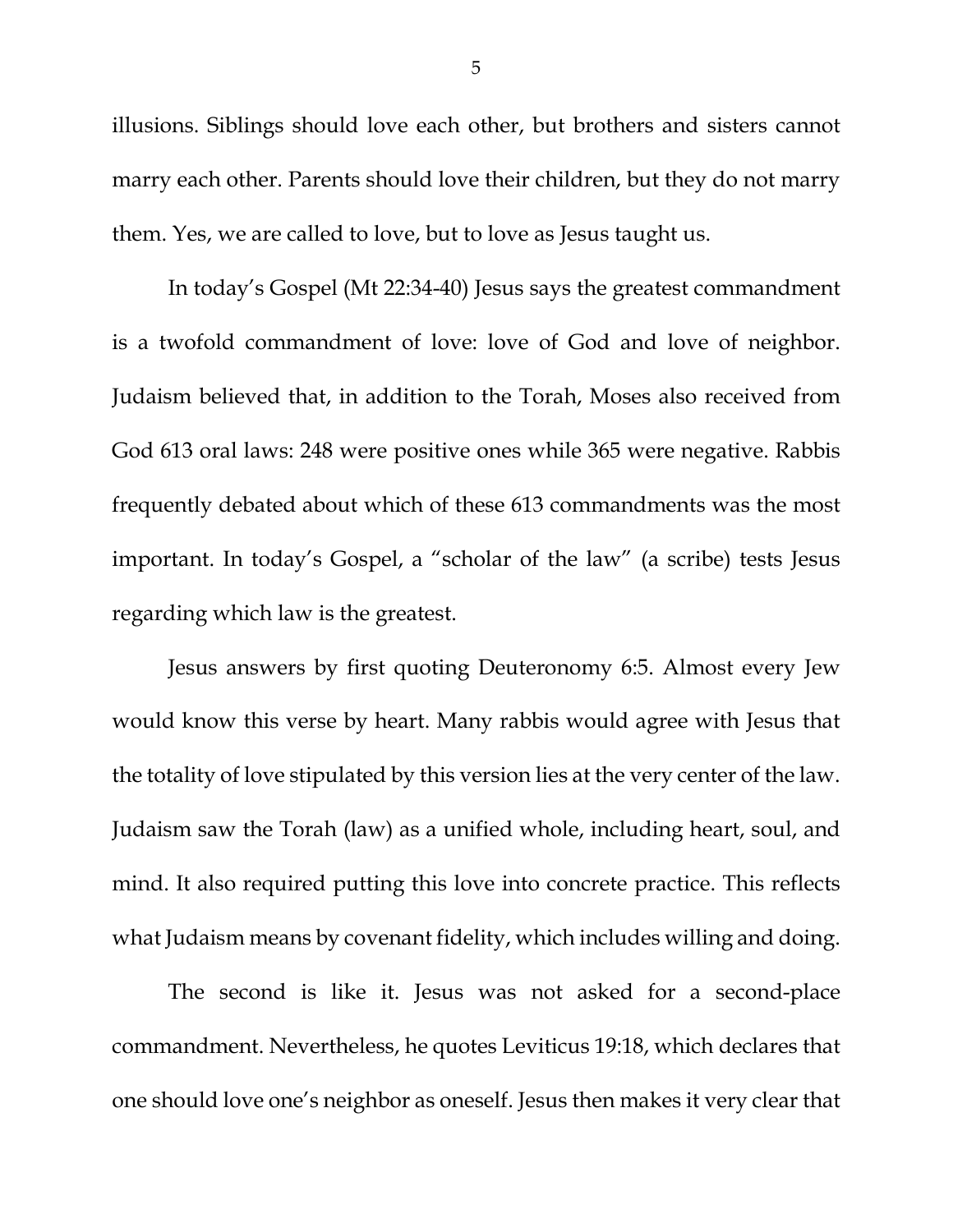illusions. Siblings should love each other, but brothers and sisters cannot marry each other. Parents should love their children, but they do not marry them. Yes, we are called to love, but to love as Jesus taught us.

In today's Gospel (Mt 22:34-40) Jesus says the greatest commandment is a twofold commandment of love: love of God and love of neighbor. Judaism believed that, in addition to the Torah, Moses also received from God 613 oral laws: 248 were positive ones while 365 were negative. Rabbis frequently debated about which of these 613 commandments was the most important. In today's Gospel, a "scholar of the law" (a scribe) tests Jesus regarding which law is the greatest.

Jesus answers by first quoting Deuteronomy 6:5. Almost every Jew would know this verse by heart. Many rabbis would agree with Jesus that the totality of love stipulated by this version lies at the very center of the law. Judaism saw the Torah (law) as a unified whole, including heart, soul, and mind. It also required putting this love into concrete practice. This reflects what Judaism means by covenant fidelity, which includes willing and doing.

The second is like it. Jesus was not asked for a second-place commandment. Nevertheless, he quotes Leviticus 19:18, which declares that one should love one's neighbor as oneself. Jesus then makes it very clear that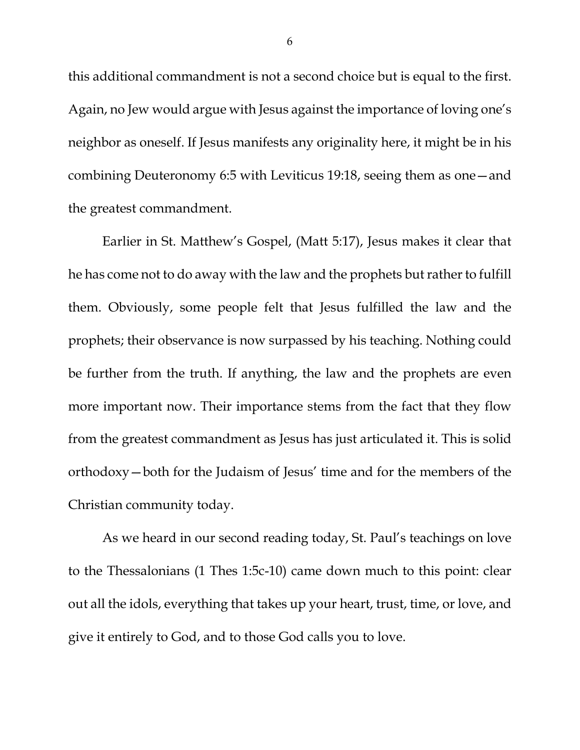this additional commandment is not a second choice but is equal to the first. Again, no Jew would argue with Jesus against the importance of loving one's neighbor as oneself. If Jesus manifests any originality here, it might be in his combining Deuteronomy 6:5 with Leviticus 19:18, seeing them as one—and the greatest commandment.

Earlier in St. Matthew's Gospel, (Matt 5:17), Jesus makes it clear that he has come not to do away with the law and the prophets but rather to fulfill them. Obviously, some people felt that Jesus fulfilled the law and the prophets; their observance is now surpassed by his teaching. Nothing could be further from the truth. If anything, the law and the prophets are even more important now. Their importance stems from the fact that they flow from the greatest commandment as Jesus has just articulated it. This is solid orthodoxy—both for the Judaism of Jesus' time and for the members of the Christian community today.

As we heard in our second reading today, St. Paul's teachings on love to the Thessalonians (1 Thes 1:5c-10) came down much to this point: clear out all the idols, everything that takes up your heart, trust, time, or love, and give it entirely to God, and to those God calls you to love.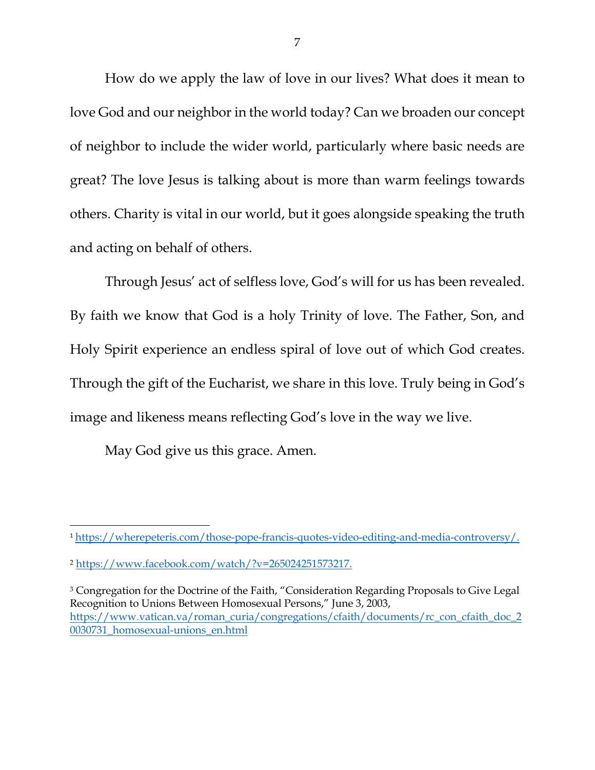How do we apply the law of love in our lives? What does it mean to love God and our neighbor in the world today? Can we broaden our concept of neighbor to include the wider world, particularly where basic needs are great? The love Jesus is talking about is more than warm feelings towards others. Charity is vital in our world, but it goes alongside speaking the truth and acting on behalf of others.

Through Jesus' act of selfless love, God's will for us has been revealed. By faith we know that God is a holy Trinity of love. The Father, Son, and Holy Spirit experience an endless spiral of love out of which God creates. Through the gift of the Eucharist, we share in this love. Truly being in God's image and likeness means reflecting God's love in the way we live.

May God give us this grace. Amen.

---

[1] https://wherepeteris.com/those-pope-francis-quotes-video-editing-and-media-controversy/.

[2] https://www.facebook.com/watch/?v=265024251573217.

[3] Congregation for the Doctrine of the Faith, "Consideration Regarding Proposals to Give Legal Recognition to Unions Between Homosexual Persons," June 3, 2003, https://www.vatican.va/roman_curia/congregations/cfaith/documents/rc_con_cfaith_doc_20030731_homosexual-unions_en.html